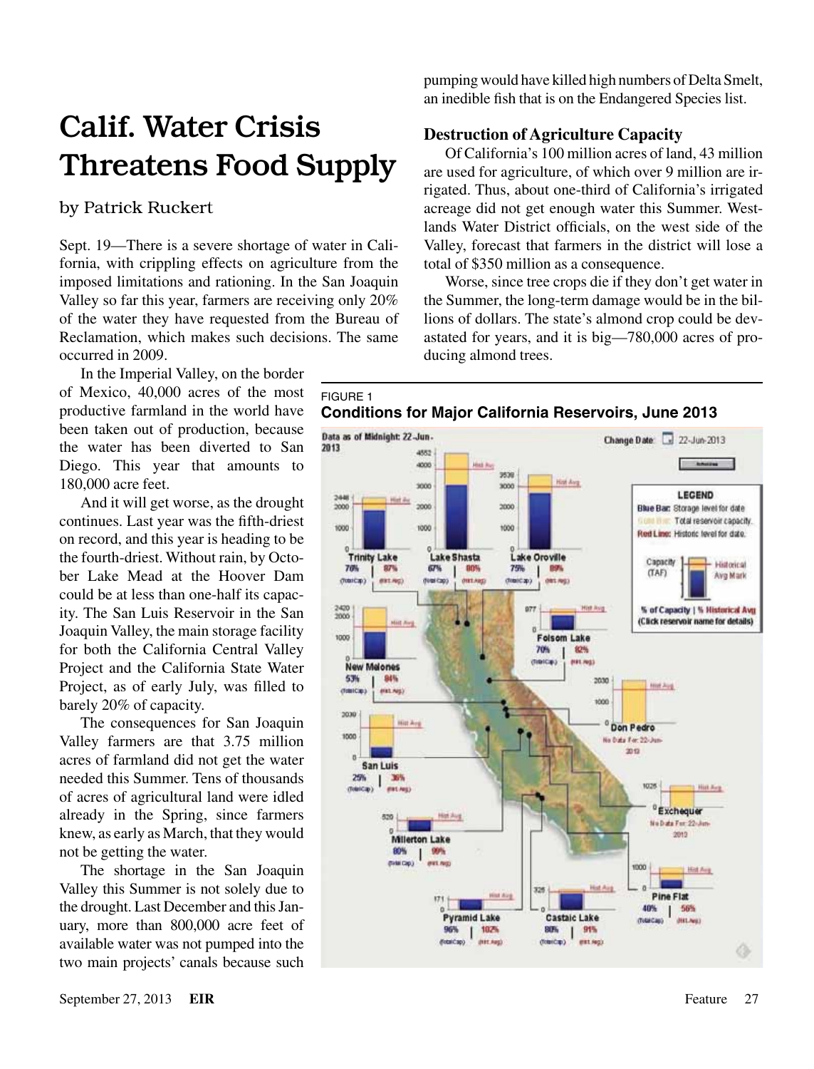# Calif. Water Crisis Threatens Food Supply

by Patrick Ruckert

Sept. 19—There is a severe shortage of water in California, with crippling effects on agriculture from the imposed limitations and rationing. In the San Joaquin Valley so far this year, farmers are receiving only 20% of the water they have requested from the Bureau of Reclamation, which makes such decisions. The same occurred in 2009.

In the Imperial Valley, on the border of Mexico, 40,000 acres of the most productive farmland in the world have been taken out of production, because the water has been diverted to San Diego. This year that amounts to 180,000 acre feet.

And it will get worse, as the drought continues. Last year was the fifth-driest on record, and this year is heading to be the fourth-driest. Without rain, by October Lake Mead at the Hoover Dam could be at less than one-half its capacity. The San Luis Reservoir in the San Joaquin Valley, the main storage facility for both the California Central Valley Project and the California State Water Project, as of early July, was filled to barely 20% of capacity.

The consequences for San Joaquin Valley farmers are that 3.75 million acres of farmland did not get the water needed this Summer. Tens of thousands of acres of agricultural land were idled already in the Spring, since farmers knew, as early as March, that they would not be getting the water.

The shortage in the San Joaquin Valley this Summer is not solely due to the drought. Last December and this January, more than 800,000 acre feet of available water was not pumped into the two main projects' canals because such pumping would have killed high numbers of Delta Smelt, an inedible fish that is on the Endangered Species list.

## Destruction of Agriculture Capacity

Of California's 100 million acres of land, 43 million are used for agriculture, of which over 9 million are irrigated. Thus, about one-third of California's irrigated acreage did not get enough water this Summer. Westlands Water District officials, on the west side of the Valley, forecast that farmers in the district will lose a total of $350 million as a consequence.

Worse, since tree crops die if they don't get water in the Summer, the long-term damage would be in the billions of dollars. The state's almond crop could be devastated for years, and it is big—780,000 acres of producing almond trees.

FIGURE 1
**Conditions for Major California Reservoirs, June 2013**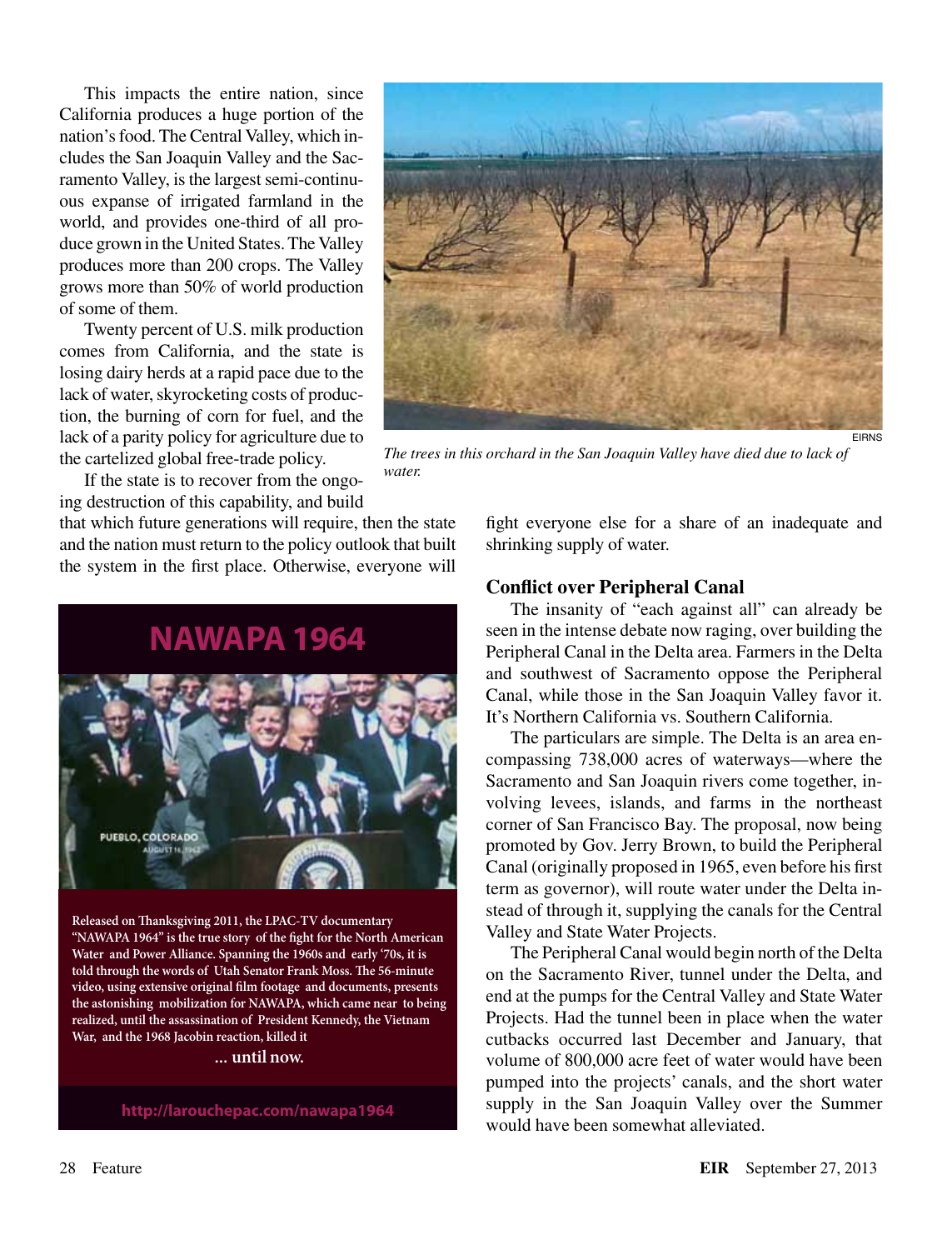This impacts the entire nation, since California produces a huge portion of the nation's food. The Central Valley, which includes the San Joaquin Valley and the Sacramento Valley, is the largest semi-continuous expanse of irrigated farmland in the world, and provides one-third of all produce grown in the United States. The Valley produces more than 200 crops. The Valley grows more than 50% of world production of some of them.

Twenty percent of U.S. milk production comes from California, and the state is losing dairy herds at a rapid pace due to the lack of water, skyrocketing costs of production, the burning of corn for fuel, and the lack of a parity policy for agriculture due to the cartelized global free-trade policy.

If the state is to recover from the ongoing destruction of this capability, and build that which future generations will require, then the state and the nation must return to the policy outlook that built the system in the first place. Otherwise, everyone will fight everyone else for a share of an inadequate and shrinking supply of water.

EIRNS

*The trees in this orchard in the San Joaquin Valley have died due to lack of water.*

## NAWAPA 1964

PUEBLO, COLORADO
AUGUST 17, 1962

**Released on Thanksgiving 2011, the LPAC-TV documentary "NAWAPA 1964" is the true story of the fight for the North American Water and Power Alliance. Spanning the 1960s and early '70s, it is told through the words of Utah Senator Frank Moss. The 56-minute video, using extensive original film footage and documents, presents the astonishing mobilization for NAWAPA, which came near to being realized, until the assassination of President Kennedy, the Vietnam War, and the 1968 Jacobin reaction, killed it**

**... until now.**

**http://larouchepac.com/nawapa1964**

### Conflict over Peripheral Canal

The insanity of "each against all" can already be seen in the intense debate now raging, over building the Peripheral Canal in the Delta area. Farmers in the Delta and southwest of Sacramento oppose the Peripheral Canal, while those in the San Joaquin Valley favor it. It's Northern California vs. Southern California.

The particulars are simple. The Delta is an area encompassing 738,000 acres of waterways—where the Sacramento and San Joaquin rivers come together, involving levees, islands, and farms in the northeast corner of San Francisco Bay. The proposal, now being promoted by Gov. Jerry Brown, to build the Peripheral Canal (originally proposed in 1965, even before his first term as governor), will route water under the Delta instead of through it, supplying the canals for the Central Valley and State Water Projects.

The Peripheral Canal would begin north of the Delta on the Sacramento River, tunnel under the Delta, and end at the pumps for the Central Valley and State Water Projects. Had the tunnel been in place when the water cutbacks occurred last December and January, that volume of 800,000 acre feet of water would have been pumped into the projects' canals, and the short water supply in the San Joaquin Valley over the Summer would have been somewhat alleviated.